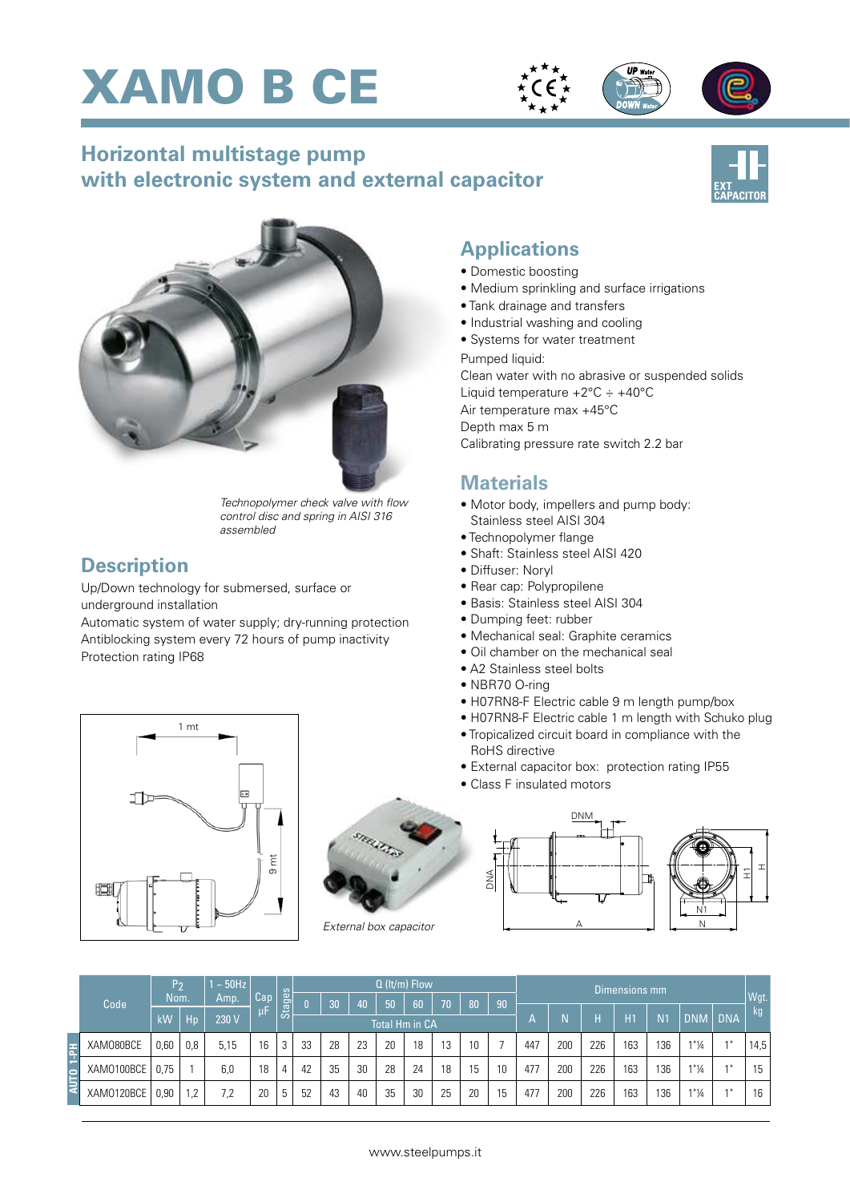# XAMO B CE

## Horizontal multistage pump with electronic system and external capacitor

EXT CAPACITOR

*Technopolymer check valve with flow control disc and spring in AISI 316 assembled*

## Description

Up/Down technology for submersed, surface or underground installation
Automatic system of water supply; dry-running protection
Antiblocking system every 72 hours of pump inactivity
Protection rating IP68

## Applications

- Domestic boosting
- Medium sprinkling and surface irrigations
- Tank drainage and transfers
- Industrial washing and cooling
- Systems for water treatment

Pumped liquid:
Clean water with no abrasive or suspended solids
Liquid temperature +2°C ÷ +40°C
Air temperature max +45°C
Depth max 5 m
Calibrating pressure rate switch 2.2 bar

## Materials

- Motor body, impellers and pump body: Stainless steel AISI 304
- Technopolymer flange
- Shaft: Stainless steel AISI 420
- Diffuser: Noryl
- Rear cap: Polypropilene
- Basis: Stainless steel AISI 304
- Dumping feet: rubber
- Mechanical seal: Graphite ceramics
- Oil chamber on the mechanical seal
- A2 Stainless steel bolts
- NBR70 O-ring
- H07RN8-F Electric cable 9 m length pump/box
- H07RN8-F Electric cable 1 m length with Schuko plug
- Tropicalized circuit board in compliance with the RoHS directive
- External capacitor box: protection rating IP55
- Class F insulated motors

1 mt
9 mt

*External box capacitor*

DNM, DNA, A, H1, H, N1, N

| | Code | $P_2$ Nom. | | 1 ~ 50Hz Amp. | Cap µF | Stages | Q (lt/m) Flow | | | | | | | | Dimensions mm | | | | | | | Wgt. kg |
|---|---|---|---|---|---|---|---|---|---|---|---|---|---|---|---|---|---|---|---|---|---|---|
| | | kW | Hp | 230 V | | | 0 | 30 | 40 | 50 | 60 | 70 | 80 | 90 | A | N | H | H1 | N1 | DNM | DNA | |
| | | | | | | | Total Hm in CA | | | | | | | | | | | | | | | |
| AUTO 1-PH | XAMO80BCE | 0,60 | 0,8 | 5,15 | 16 | 3 | 33 | 28 | 23 | 20 | 18 | 13 | 10 | 7 | 447 | 200 | 226 | 163 | 136 | 1"¼ | 1" | 14,5 |
| AUTO 1-PH | XAMO100BCE | 0,75 | 1 | 6,0 | 18 | 4 | 42 | 35 | 30 | 28 | 24 | 18 | 15 | 10 | 477 | 200 | 226 | 163 | 136 | 1"¼ | 1" | 15 |
| AUTO 1-PH | XAMO120BCE | 0,90 | 1,2 | 7,2 | 20 | 5 | 52 | 43 | 40 | 35 | 30 | 25 | 20 | 15 | 477 | 200 | 226 | 163 | 136 | 1"¼ | 1" | 16 |

www.steelpumps.it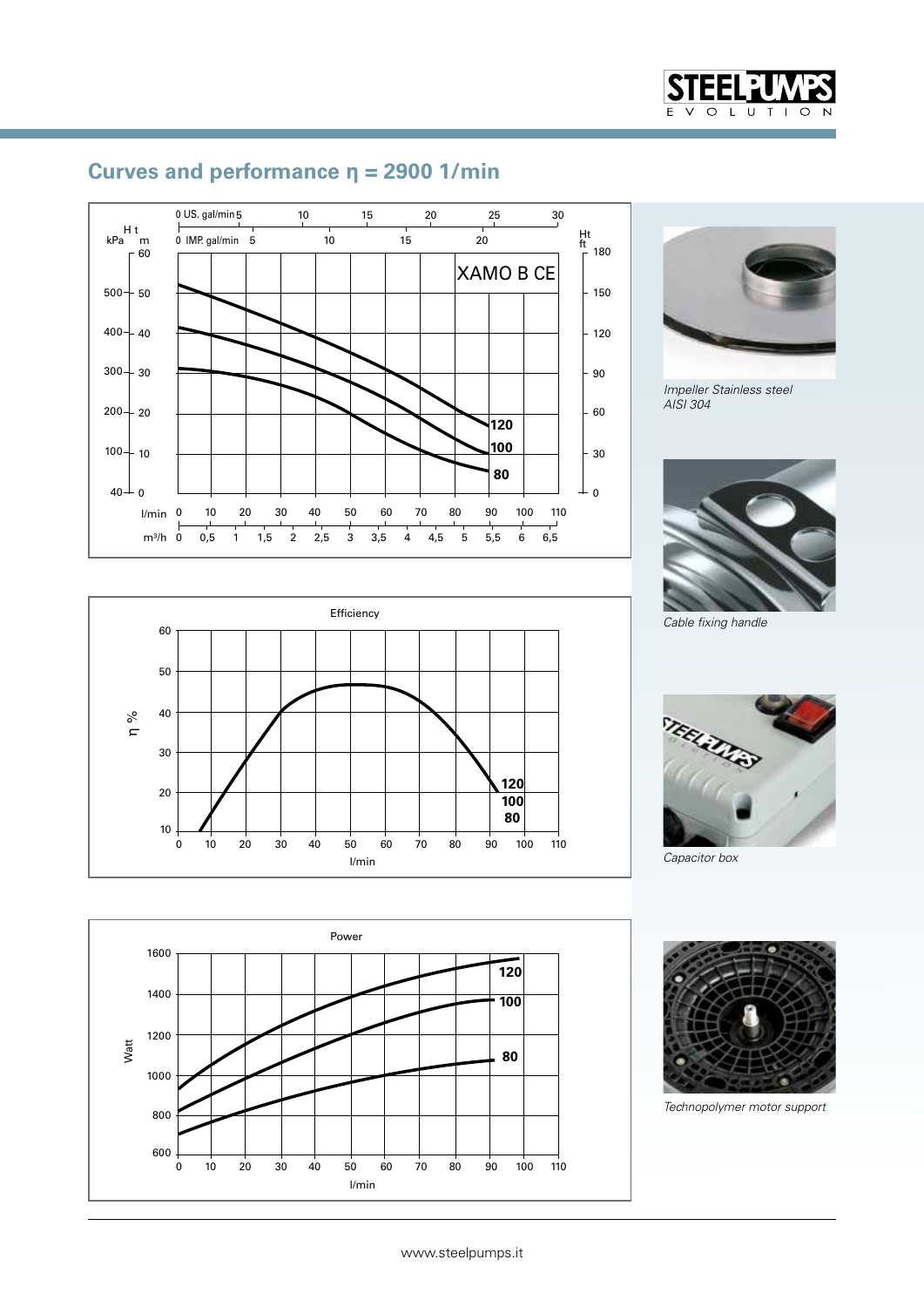## Curves and performance η = 2900 1/min

XAMO B CE

H t
kPa m
0 US. gal/min 5 10 15 20 25 30
0 IMP. gal/min 5 10 15 20
Ht
ft

500 400 300 200 100 40
60 50 40 30 20 10 0
180 150 120 90 60 30 0

120
100
80

l/min 0 10 20 30 40 50 60 70 80 90 100 110
m³/h 0 0,5 1 1,5 2 2,5 3 3,5 4 4,5 5 5,5 6 6,5

Efficiency

η %
60 50 40 30 20 10

120
100
80

0 10 20 30 40 50 60 70 80 90 100 110
l/min

Power

Watt
1600 1400 1200 1000 800 600

120
100
80

0 10 20 30 40 50 60 70 80 90 100 110
l/min

*Impeller Stainless steel AISI 304*

*Cable fixing handle*

*Capacitor box*

*Technopolymer motor support*